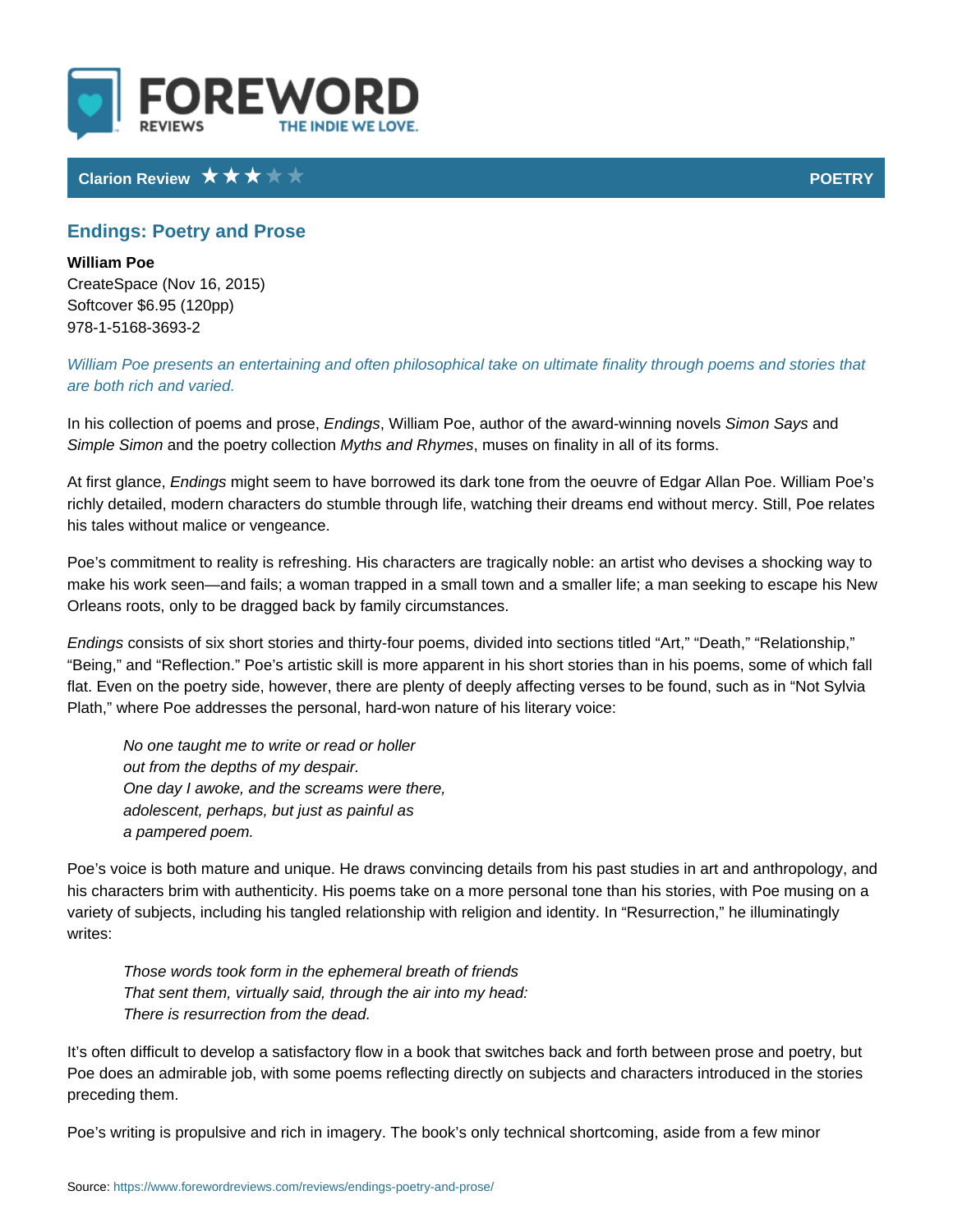FOREWORD REVIEWS — THE INDIE WE LOVE.

**Clarion Review** ★★★☆☆ — **POETRY**

## Endings: Poetry and Prose

**William Poe**
CreateSpace (Nov 16, 2015)
Softcover $6.95 (120pp)
978-1-5168-3693-2

*William Poe presents an entertaining and often philosophical take on ultimate finality through poems and stories that are both rich and varied.*

In his collection of poems and prose, *Endings*, William Poe, author of the award-winning novels *Simon Says* and *Simple Simon* and the poetry collection *Myths and Rhymes*, muses on finality in all of its forms.

At first glance, *Endings* might seem to have borrowed its dark tone from the oeuvre of Edgar Allan Poe. William Poe's richly detailed, modern characters do stumble through life, watching their dreams end without mercy. Still, Poe relates his tales without malice or vengeance.

Poe's commitment to reality is refreshing. His characters are tragically noble: an artist who devises a shocking way to make his work seen—and fails; a woman trapped in a small town and a smaller life; a man seeking to escape his New Orleans roots, only to be dragged back by family circumstances.

*Endings* consists of six short stories and thirty-four poems, divided into sections titled "Art," "Death," "Relationship," "Being," and "Reflection." Poe's artistic skill is more apparent in his short stories than in his poems, some of which fall flat. Even on the poetry side, however, there are plenty of deeply affecting verses to be found, such as in "Not Sylvia Plath," where Poe addresses the personal, hard-won nature of his literary voice:

> *No one taught me to write or read or holler*
> *out from the depths of my despair.*
> *One day I awoke, and the screams were there,*
> *adolescent, perhaps, but just as painful as*
> *a pampered poem.*

Poe's voice is both mature and unique. He draws convincing details from his past studies in art and anthropology, and his characters brim with authenticity. His poems take on a more personal tone than his stories, with Poe musing on a variety of subjects, including his tangled relationship with religion and identity. In "Resurrection," he illuminatingly writes:

> *Those words took form in the ephemeral breath of friends*
> *That sent them, virtually said, through the air into my head:*
> *There is resurrection from the dead.*

It's often difficult to develop a satisfactory flow in a book that switches back and forth between prose and poetry, but Poe does an admirable job, with some poems reflecting directly on subjects and characters introduced in the stories preceding them.

Poe's writing is propulsive and rich in imagery. The book's only technical shortcoming, aside from a few minor

Source: https://www.forewordreviews.com/reviews/endings-poetry-and-prose/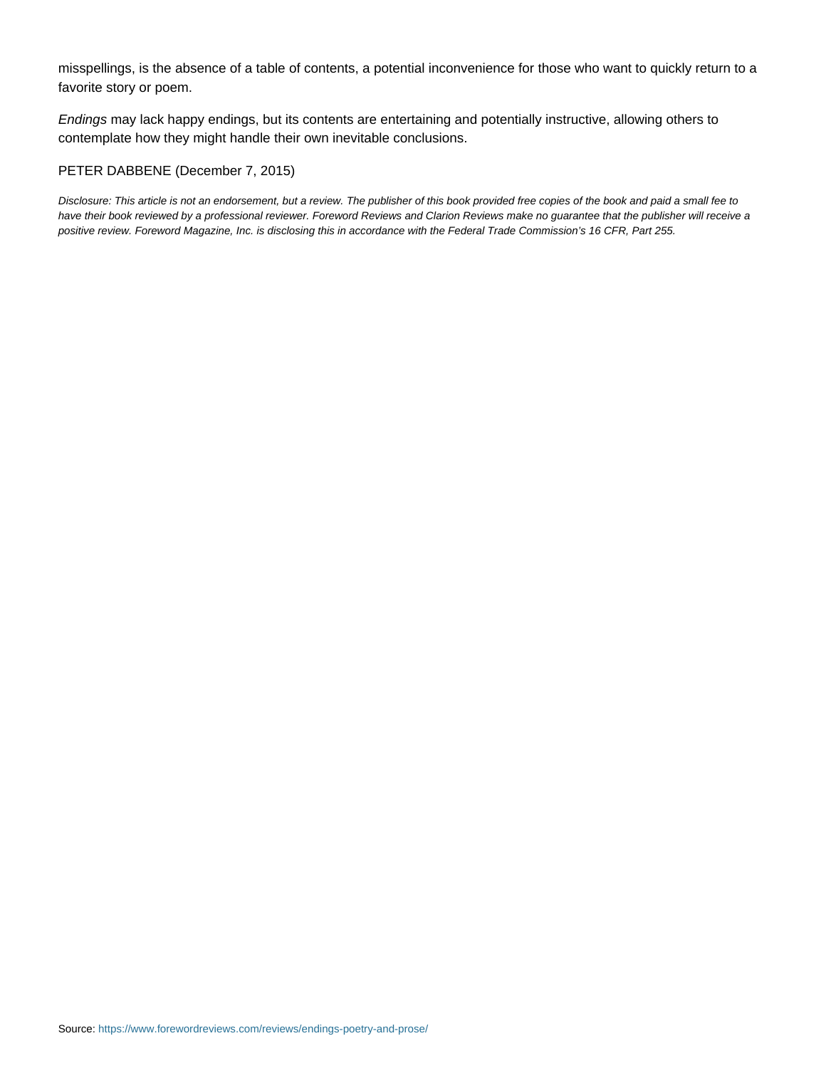misspellings, is the absence of a table of contents, a potential inconvenience for those who want to quickly return to a favorite story or poem.

*Endings* may lack happy endings, but its contents are entertaining and potentially instructive, allowing others to contemplate how they might handle their own inevitable conclusions.

PETER DABBENE (December 7, 2015)

*Disclosure: This article is not an endorsement, but a review. The publisher of this book provided free copies of the book and paid a small fee to have their book reviewed by a professional reviewer. Foreword Reviews and Clarion Reviews make no guarantee that the publisher will receive a positive review. Foreword Magazine, Inc. is disclosing this in accordance with the Federal Trade Commission's 16 CFR, Part 255.*

Source: https://www.forewordreviews.com/reviews/endings-poetry-and-prose/